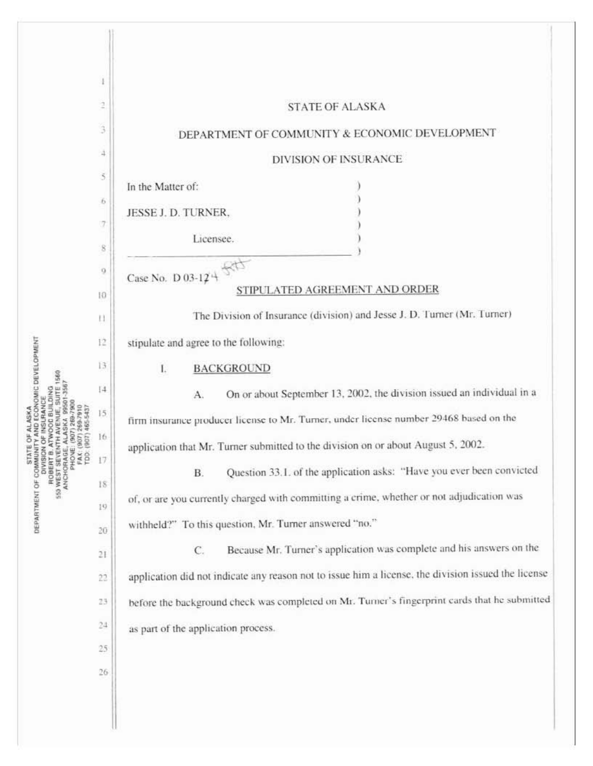STATE OF ALASKA

DEPARTMENT OF COMMUNITY & ECONOMIC DEVELOPMENT

DIVISION OF INSURANCE

In the Matter of:

JESSE J. D. TURNER,

Licensee.

Case No. D 03-124

## STIPULATED AGREEMENT AND ORDER

The Division of Insurance (division) and Jesse J. D. Turner (Mr. Turner) stipulate and agree to the following:

### I. BACKGROUND

A. On or about September 13, 2002, the division issued an individual in a firm insurance producer license to Mr. Turner, under license number 29468 based on the application that Mr. Turner submitted to the division on or about August 5, 2002.

B. Question 33.1. of the application asks: "Have you ever been convicted of, or are you currently charged with committing a crime, whether or not adjudication was withheld?" To this question, Mr. Turner answered "no."

C. Because Mr. Turner's application was complete and his answers on the application did not indicate any reason not to issue him a license, the division issued the license before the background check was completed on Mr. Turner's fingerprint cards that he submitted as part of the application process.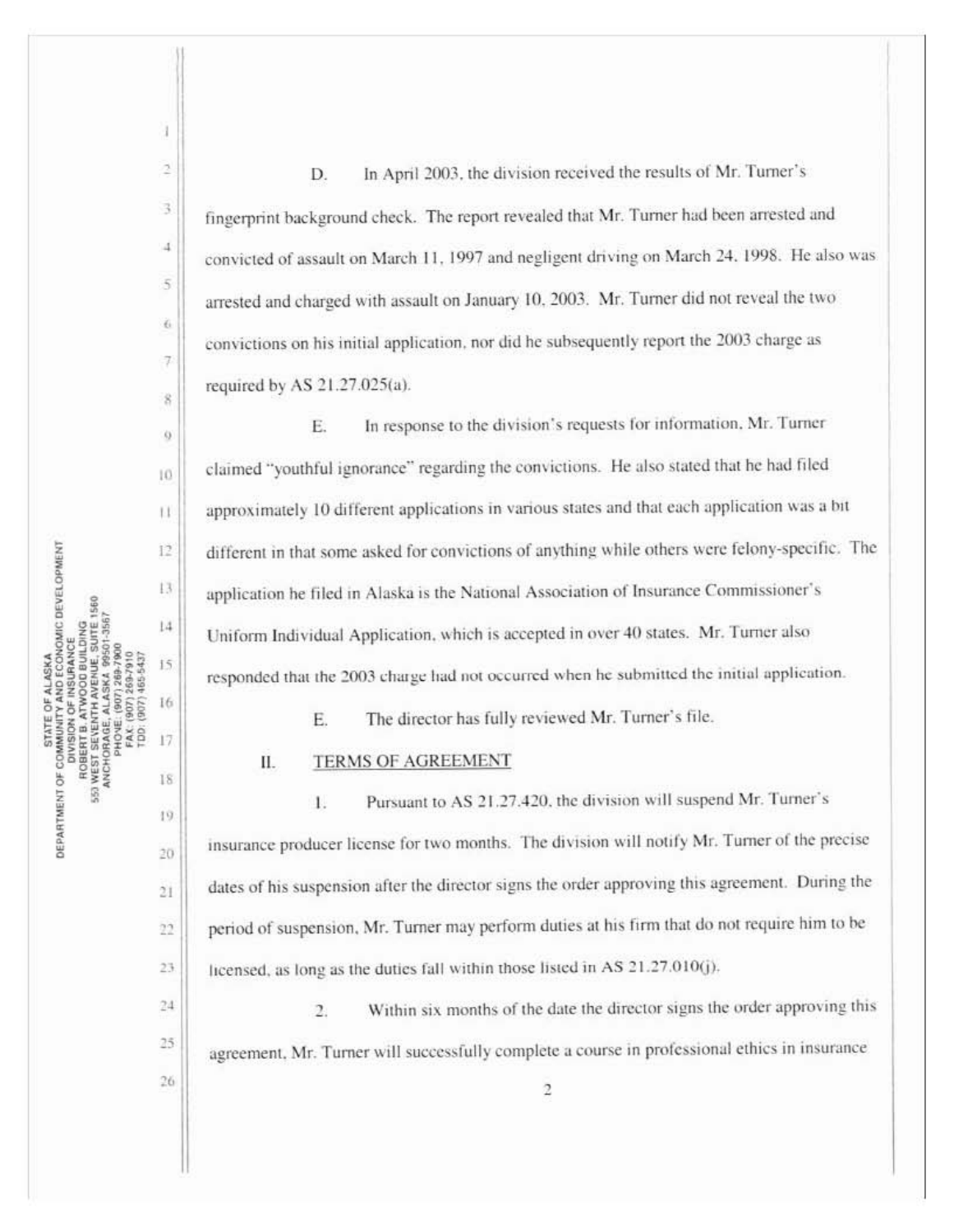D. In April 2003, the division received the results of Mr. Turner's fingerprint background check. The report revealed that Mr. Turner had been arrested and convicted of assault on March 11, 1997 and negligent driving on March 24, 1998. He also was arrested and charged with assault on January 10, 2003. Mr. Turner did not reveal the two convictions on his initial application, nor did he subsequently report the 2003 charge as required by AS 21.27.025(a).

E. In response to the division's requests for information, Mr. Turner claimed "youthful ignorance" regarding the convictions. He also stated that he had filed approximately 10 different applications in various states and that each application was a bit different in that some asked for convictions of anything while others were felony-specific. The application he filed in Alaska is the National Association of Insurance Commissioner's Uniform Individual Application, which is accepted in over 40 states. Mr. Turner also responded that the 2003 charge had not occurred when he submitted the initial application.

E. The director has fully reviewed Mr. Turner's file.

## II. TERMS OF AGREEMENT

1. Pursuant to AS 21.27.420, the division will suspend Mr. Turner's insurance producer license for two months. The division will notify Mr. Turner of the precise dates of his suspension after the director signs the order approving this agreement. During the period of suspension, Mr. Turner may perform duties at his firm that do not require him to be licensed, as long as the duties fall within those listed in AS 21.27.010(j).

2. Within six months of the date the director signs the order approving this agreement, Mr. Turner will successfully complete a course in professional ethics in insurance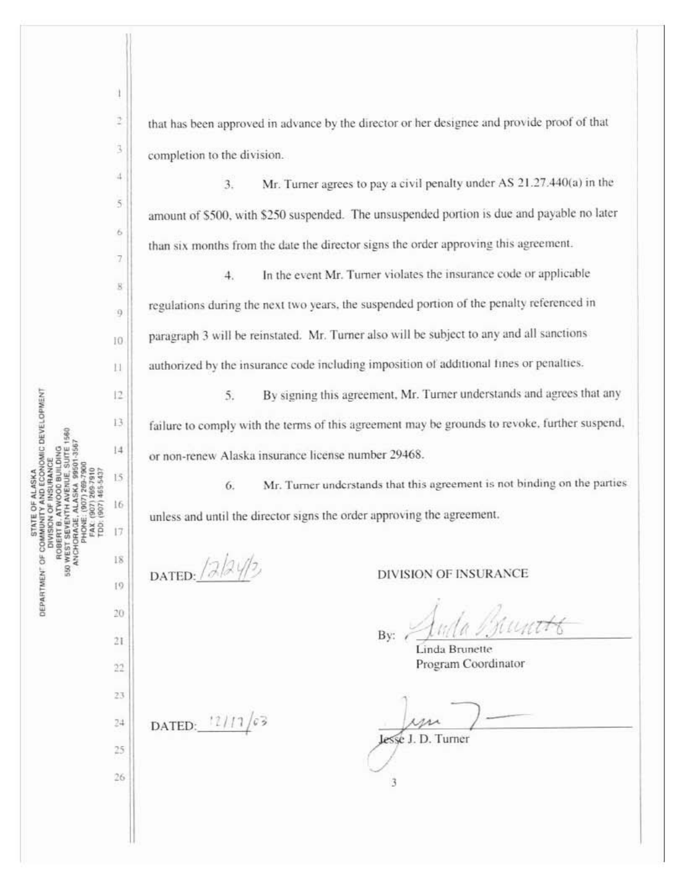that has been approved in advance by the director or her designee and provide proof of that completion to the division.

3. Mr. Turner agrees to pay a civil penalty under AS 21.27.440(a) in the amount of $500, with $250 suspended. The unsuspended portion is due and payable no later than six months from the date the director signs the order approving this agreement.

4. In the event Mr. Turner violates the insurance code or applicable regulations during the next two years, the suspended portion of the penalty referenced in paragraph 3 will be reinstated. Mr. Turner also will be subject to any and all sanctions authorized by the insurance code including imposition of additional fines or penalties.

5. By signing this agreement, Mr. Turner understands and agrees that any failure to comply with the terms of this agreement may be grounds to revoke, further suspend, or non-renew Alaska insurance license number 29468.

6. Mr. Turner understands that this agreement is not binding on the parties unless and until the director signs the order approving the agreement.

DATED: 12/24/03

DIVISION OF INSURANCE

By: Linda Brunette
Linda Brunette
Program Coordinator

DATED: 12/17/03

Jesse J. D. Turner

STATE OF ALASKA
DEPARTMENT OF COMMUNITY AND ECONOMIC DEVELOPMENT
DIVISION OF INSURANCE
ROBERT B. ATWOOD BUILDING
550 WEST SEVENTH AVENUE, SUITE 1560
ANCHORAGE, ALASKA 99501-3567
PHONE: (907) 269-7900
FAX: (907) 269-7910
TDD: (907) 465-5437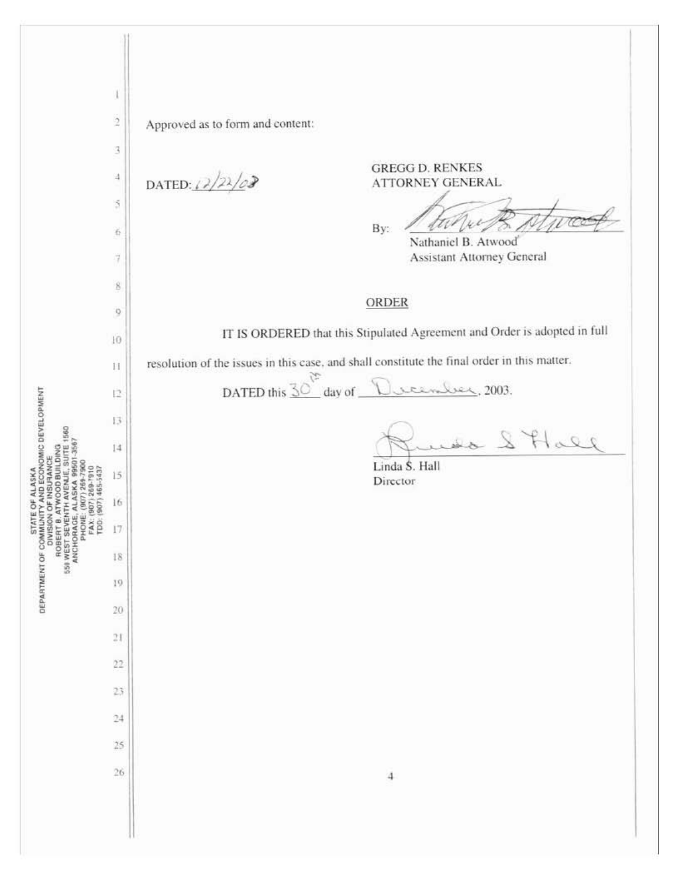Approved as to form and content:

DATED: 12/22/03

GREGG D. RENKES
ATTORNEY GENERAL

By: ______________________
Nathaniel B. Atwood
Assistant Attorney General

ORDER

IT IS ORDERED that this Stipulated Agreement and Order is adopted in full resolution of the issues in this case, and shall constitute the final order in this matter.

DATED this 30th day of December, 2003.

______________________
Linda S. Hall
Director

STATE OF ALASKA
DEPARTMENT OF COMMUNITY AND ECONOMIC DEVELOPMENT
DIVISION OF INSURANCE
ROBERT B. ATWOOD BUILDING
550 WEST SEVENTH AVENUE, SUITE 1560
ANCHORAGE, ALASKA 99501-3567
PHONE: (907) 269-7900
FAX: (907) 269-7910
TDD: (907) 465-5437